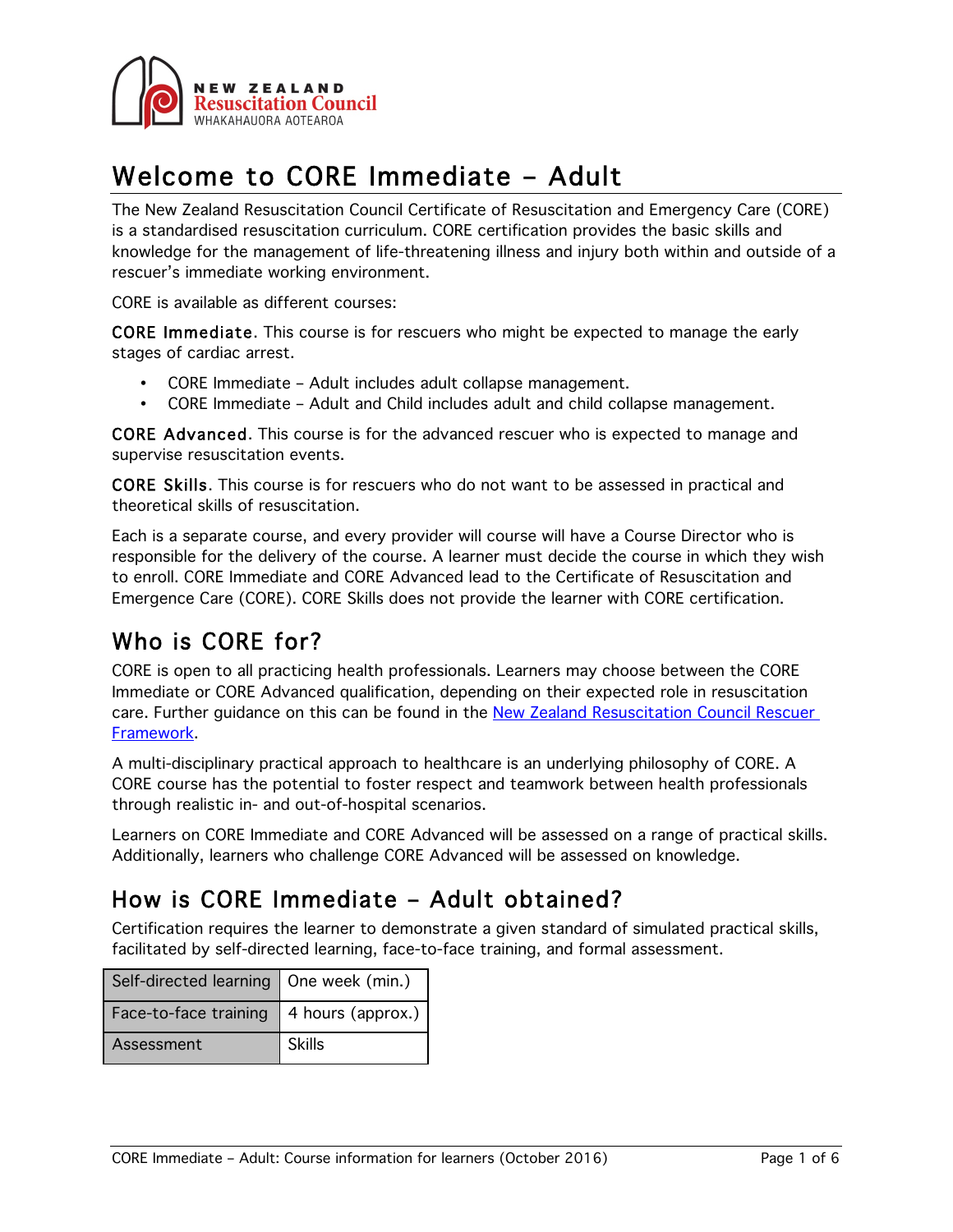NEW ZEALAND
Resuscitation Council
WHAKAHAUORA AOTEAROA

# Welcome to CORE Immediate – Adult

The New Zealand Resuscitation Council Certificate of Resuscitation and Emergency Care (CORE) is a standardised resuscitation curriculum. CORE certification provides the basic skills and knowledge for the management of life-threatening illness and injury both within and outside of a rescuer's immediate working environment.

CORE is available as different courses:

CORE Immediate. This course is for rescuers who might be expected to manage the early stages of cardiac arrest.

- CORE Immediate – Adult includes adult collapse management.
- CORE Immediate – Adult and Child includes adult and child collapse management.

CORE Advanced. This course is for the advanced rescuer who is expected to manage and supervise resuscitation events.

CORE Skills. This course is for rescuers who do not want to be assessed in practical and theoretical skills of resuscitation.

Each is a separate course, and every provider will course will have a Course Director who is responsible for the delivery of the course. A learner must decide the course in which they wish to enroll. CORE Immediate and CORE Advanced lead to the Certificate of Resuscitation and Emergence Care (CORE). CORE Skills does not provide the learner with CORE certification.

## Who is CORE for?

CORE is open to all practicing health professionals. Learners may choose between the CORE Immediate or CORE Advanced qualification, depending on their expected role in resuscitation care. Further guidance on this can be found in the [New Zealand Resuscitation Council Rescuer Framework](#).

A multi-disciplinary practical approach to healthcare is an underlying philosophy of CORE. A CORE course has the potential to foster respect and teamwork between health professionals through realistic in- and out-of-hospital scenarios.

Learners on CORE Immediate and CORE Advanced will be assessed on a range of practical skills. Additionally, learners who challenge CORE Advanced will be assessed on knowledge.

## How is CORE Immediate – Adult obtained?

Certification requires the learner to demonstrate a given standard of simulated practical skills, facilitated by self-directed learning, face-to-face training, and formal assessment.

| Self-directed learning | One week (min.) |
|---|---|
| Face-to-face training | 4 hours (approx.) |
| Assessment | Skills |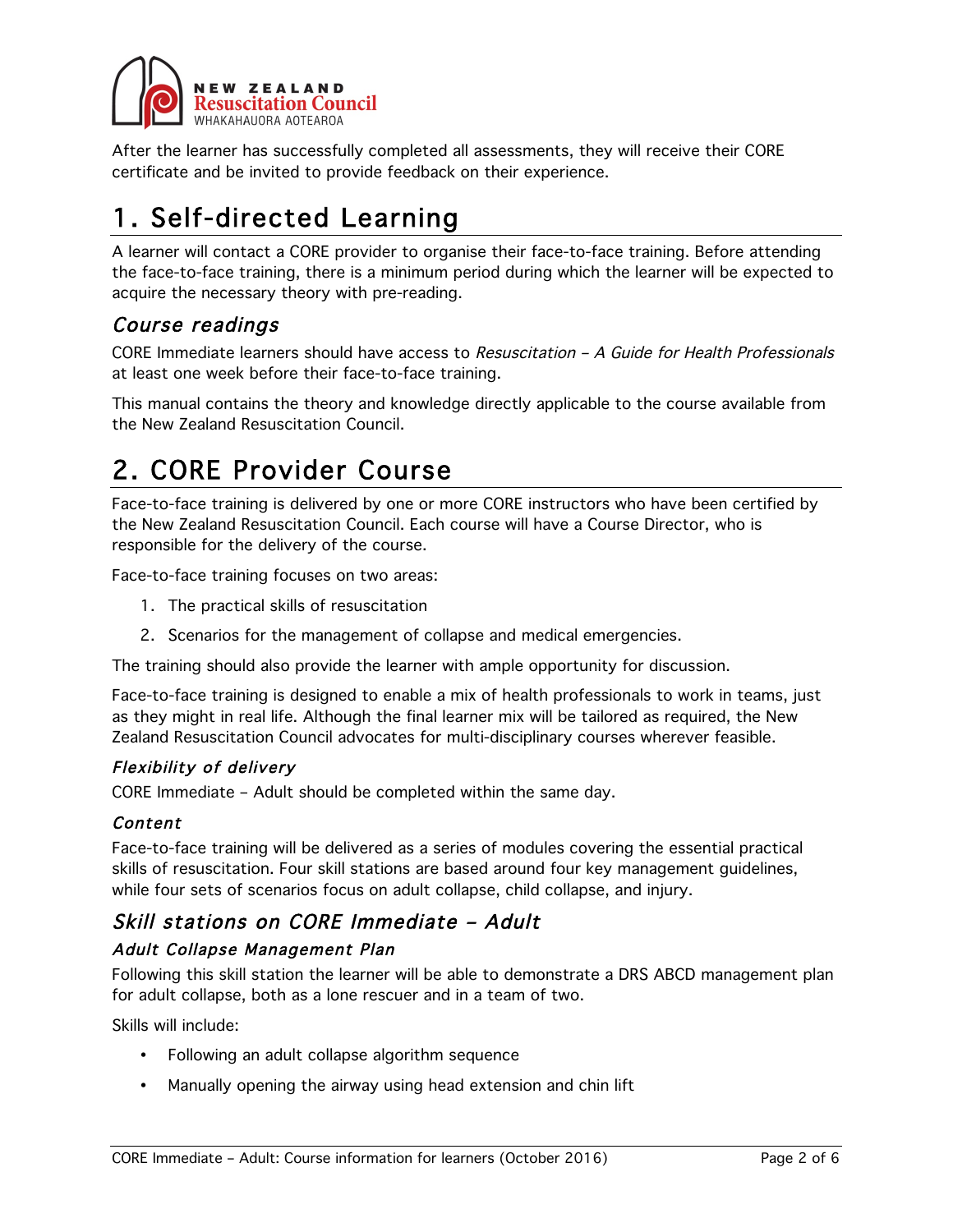After the learner has successfully completed all assessments, they will receive their CORE certificate and be invited to provide feedback on their experience.

# 1. Self-directed Learning

A learner will contact a CORE provider to organise their face-to-face training. Before attending the face-to-face training, there is a minimum period during which the learner will be expected to acquire the necessary theory with pre-reading.

## *Course readings*

CORE Immediate learners should have access to *Resuscitation – A Guide for Health Professionals* at least one week before their face-to-face training.

This manual contains the theory and knowledge directly applicable to the course available from the New Zealand Resuscitation Council.

# 2. CORE Provider Course

Face-to-face training is delivered by one or more CORE instructors who have been certified by the New Zealand Resuscitation Council. Each course will have a Course Director, who is responsible for the delivery of the course.

Face-to-face training focuses on two areas:

1. The practical skills of resuscitation
2. Scenarios for the management of collapse and medical emergencies.

The training should also provide the learner with ample opportunity for discussion.

Face-to-face training is designed to enable a mix of health professionals to work in teams, just as they might in real life. Although the final learner mix will be tailored as required, the New Zealand Resuscitation Council advocates for multi-disciplinary courses wherever feasible.

### *Flexibility of delivery*

CORE Immediate – Adult should be completed within the same day.

### *Content*

Face-to-face training will be delivered as a series of modules covering the essential practical skills of resuscitation. Four skill stations are based around four key management guidelines, while four sets of scenarios focus on adult collapse, child collapse, and injury.

## *Skill stations on CORE Immediate – Adult*

### *Adult Collapse Management Plan*

Following this skill station the learner will be able to demonstrate a DRS ABCD management plan for adult collapse, both as a lone rescuer and in a team of two.

Skills will include:

- Following an adult collapse algorithm sequence
- Manually opening the airway using head extension and chin lift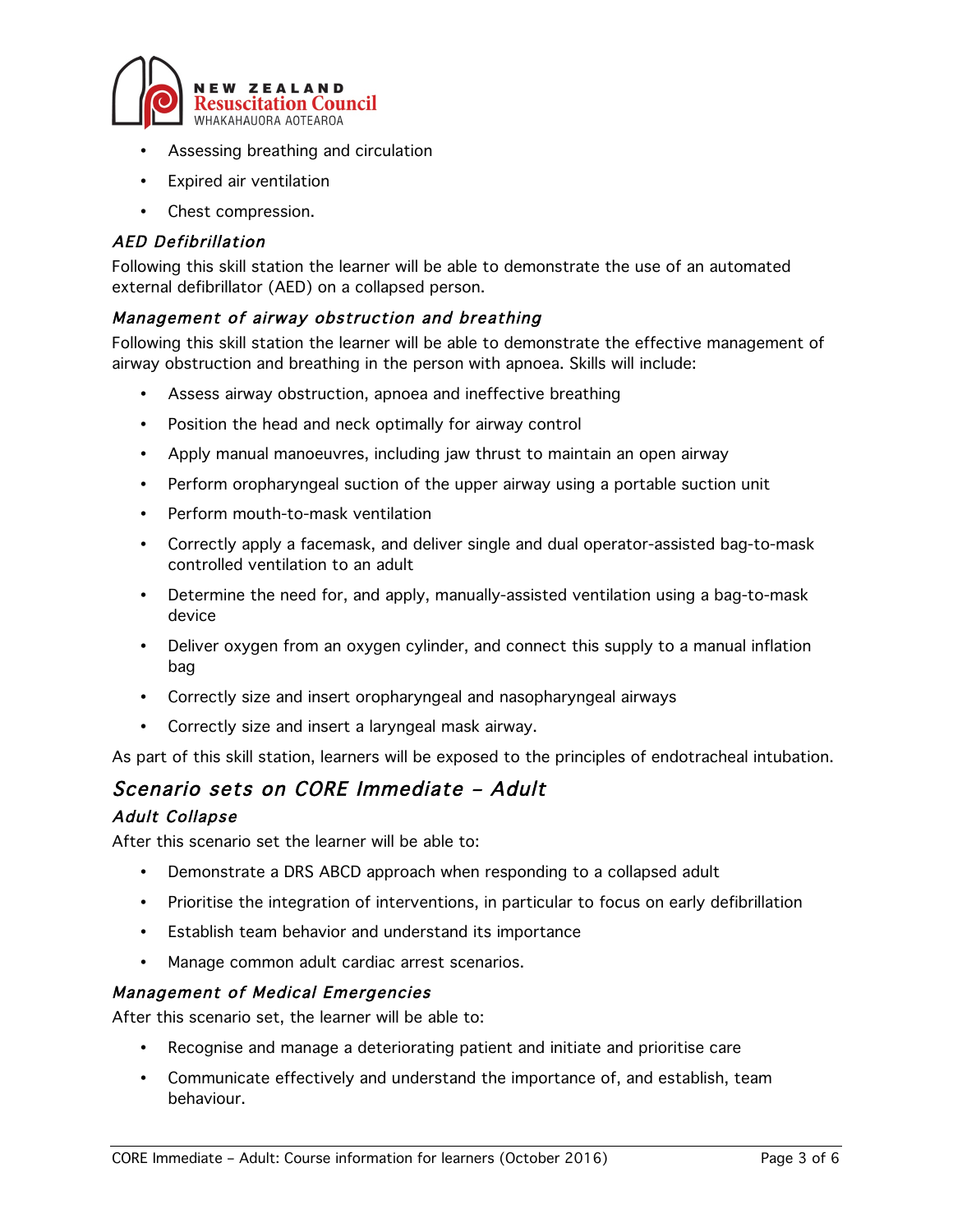- Assessing breathing and circulation
- Expired air ventilation
- Chest compression.

### *AED Defibrillation*

Following this skill station the learner will be able to demonstrate the use of an automated external defibrillator (AED) on a collapsed person.

### *Management of airway obstruction and breathing*

Following this skill station the learner will be able to demonstrate the effective management of airway obstruction and breathing in the person with apnoea. Skills will include:

- Assess airway obstruction, apnoea and ineffective breathing
- Position the head and neck optimally for airway control
- Apply manual manoeuvres, including jaw thrust to maintain an open airway
- Perform oropharyngeal suction of the upper airway using a portable suction unit
- Perform mouth-to-mask ventilation
- Correctly apply a facemask, and deliver single and dual operator-assisted bag-to-mask controlled ventilation to an adult
- Determine the need for, and apply, manually-assisted ventilation using a bag-to-mask device
- Deliver oxygen from an oxygen cylinder, and connect this supply to a manual inflation bag
- Correctly size and insert oropharyngeal and nasopharyngeal airways
- Correctly size and insert a laryngeal mask airway.

As part of this skill station, learners will be exposed to the principles of endotracheal intubation.

## *Scenario sets on CORE Immediate – Adult*

### *Adult Collapse*

After this scenario set the learner will be able to:

- Demonstrate a DRS ABCD approach when responding to a collapsed adult
- Prioritise the integration of interventions, in particular to focus on early defibrillation
- Establish team behavior and understand its importance
- Manage common adult cardiac arrest scenarios.

### *Management of Medical Emergencies*

After this scenario set, the learner will be able to:

- Recognise and manage a deteriorating patient and initiate and prioritise care
- Communicate effectively and understand the importance of, and establish, team behaviour.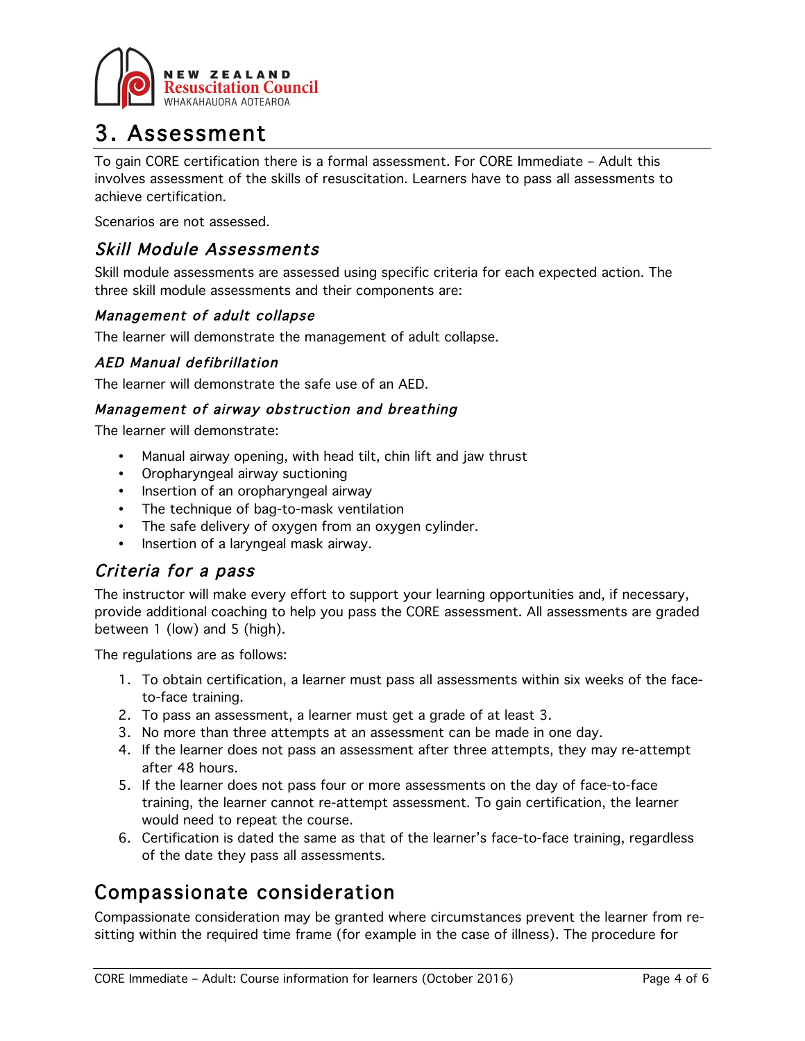# 3. Assessment

To gain CORE certification there is a formal assessment. For CORE Immediate – Adult this involves assessment of the skills of resuscitation. Learners have to pass all assessments to achieve certification.

Scenarios are not assessed.

## *Skill Module Assessments*

Skill module assessments are assessed using specific criteria for each expected action. The three skill module assessments and their components are:

### *Management of adult collapse*

The learner will demonstrate the management of adult collapse.

### *AED Manual defibrillation*

The learner will demonstrate the safe use of an AED.

### *Management of airway obstruction and breathing*

The learner will demonstrate:

- Manual airway opening, with head tilt, chin lift and jaw thrust
- Oropharyngeal airway suctioning
- Insertion of an oropharyngeal airway
- The technique of bag-to-mask ventilation
- The safe delivery of oxygen from an oxygen cylinder.
- Insertion of a laryngeal mask airway.

## *Criteria for a pass*

The instructor will make every effort to support your learning opportunities and, if necessary, provide additional coaching to help you pass the CORE assessment. All assessments are graded between 1 (low) and 5 (high).

The regulations are as follows:

1. To obtain certification, a learner must pass all assessments within six weeks of the face-to-face training.
2. To pass an assessment, a learner must get a grade of at least 3.
3. No more than three attempts at an assessment can be made in one day.
4. If the learner does not pass an assessment after three attempts, they may re-attempt after 48 hours.
5. If the learner does not pass four or more assessments on the day of face-to-face training, the learner cannot re-attempt assessment. To gain certification, the learner would need to repeat the course.
6. Certification is dated the same as that of the learner's face-to-face training, regardless of the date they pass all assessments.

# Compassionate consideration

Compassionate consideration may be granted where circumstances prevent the learner from re-sitting within the required time frame (for example in the case of illness). The procedure for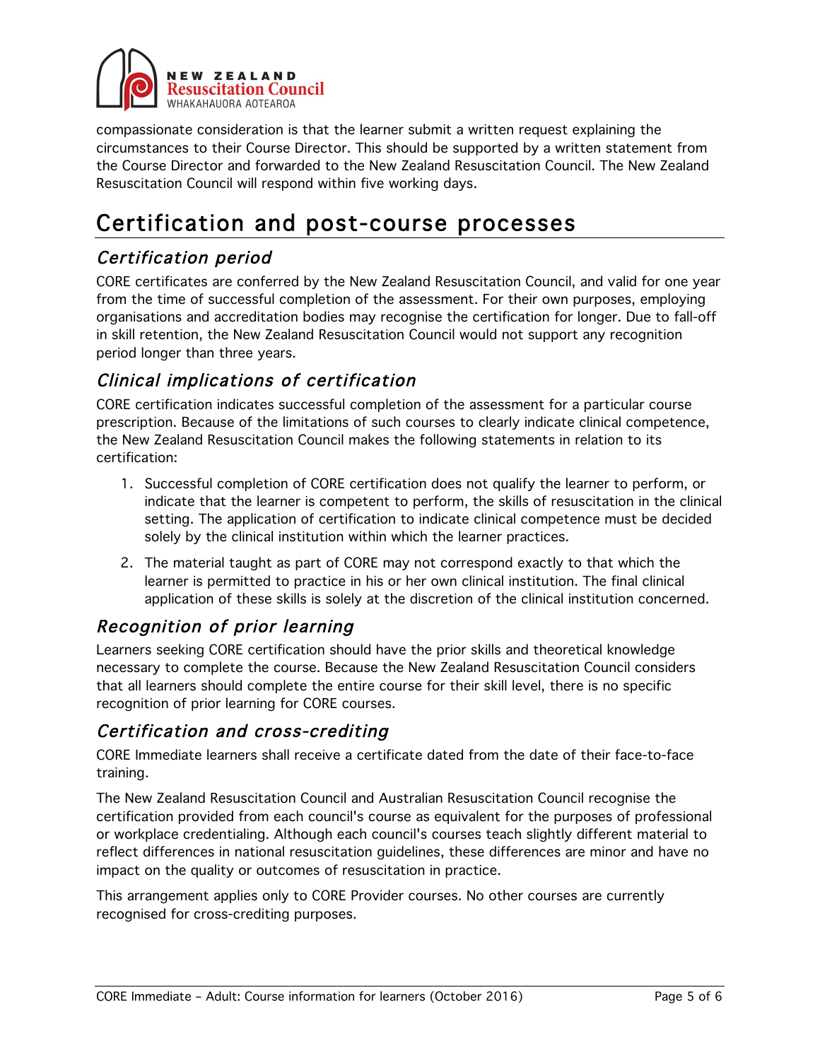compassionate consideration is that the learner submit a written request explaining the circumstances to their Course Director. This should be supported by a written statement from the Course Director and forwarded to the New Zealand Resuscitation Council. The New Zealand Resuscitation Council will respond within five working days.

# Certification and post-course processes

## *Certification period*

CORE certificates are conferred by the New Zealand Resuscitation Council, and valid for one year from the time of successful completion of the assessment. For their own purposes, employing organisations and accreditation bodies may recognise the certification for longer. Due to fall-off in skill retention, the New Zealand Resuscitation Council would not support any recognition period longer than three years.

## *Clinical implications of certification*

CORE certification indicates successful completion of the assessment for a particular course prescription. Because of the limitations of such courses to clearly indicate clinical competence, the New Zealand Resuscitation Council makes the following statements in relation to its certification:

1. Successful completion of CORE certification does not qualify the learner to perform, or indicate that the learner is competent to perform, the skills of resuscitation in the clinical setting. The application of certification to indicate clinical competence must be decided solely by the clinical institution within which the learner practices.
2. The material taught as part of CORE may not correspond exactly to that which the learner is permitted to practice in his or her own clinical institution. The final clinical application of these skills is solely at the discretion of the clinical institution concerned.

## *Recognition of prior learning*

Learners seeking CORE certification should have the prior skills and theoretical knowledge necessary to complete the course. Because the New Zealand Resuscitation Council considers that all learners should complete the entire course for their skill level, there is no specific recognition of prior learning for CORE courses.

## *Certification and cross-crediting*

CORE Immediate learners shall receive a certificate dated from the date of their face-to-face training.

The New Zealand Resuscitation Council and Australian Resuscitation Council recognise the certification provided from each council's course as equivalent for the purposes of professional or workplace credentialing. Although each council's courses teach slightly different material to reflect differences in national resuscitation guidelines, these differences are minor and have no impact on the quality or outcomes of resuscitation in practice.

This arrangement applies only to CORE Provider courses. No other courses are currently recognised for cross-crediting purposes.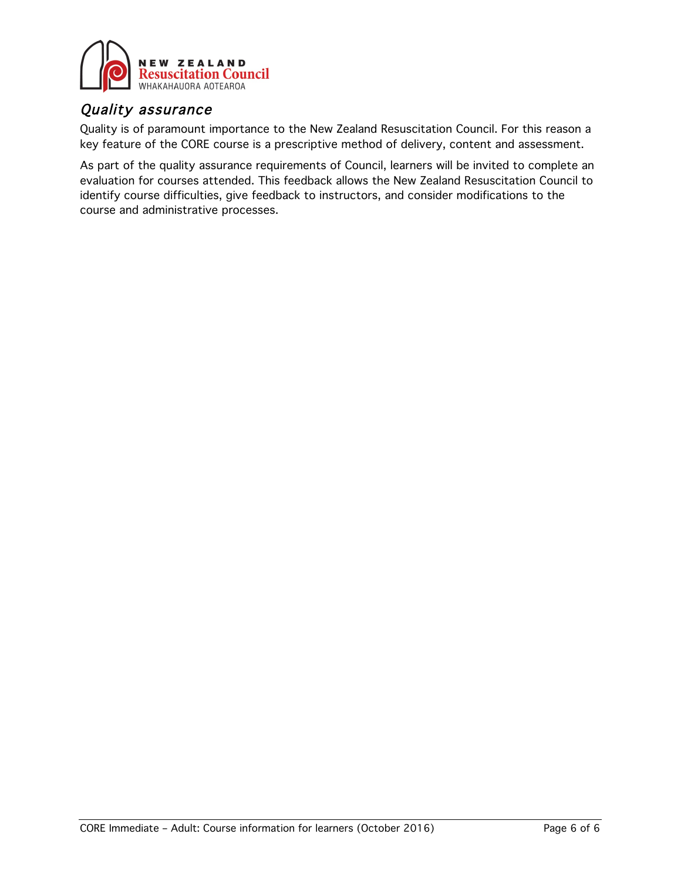## *Quality assurance*

Quality is of paramount importance to the New Zealand Resuscitation Council. For this reason a key feature of the CORE course is a prescriptive method of delivery, content and assessment.

As part of the quality assurance requirements of Council, learners will be invited to complete an evaluation for courses attended. This feedback allows the New Zealand Resuscitation Council to identify course difficulties, give feedback to instructors, and consider modifications to the course and administrative processes.